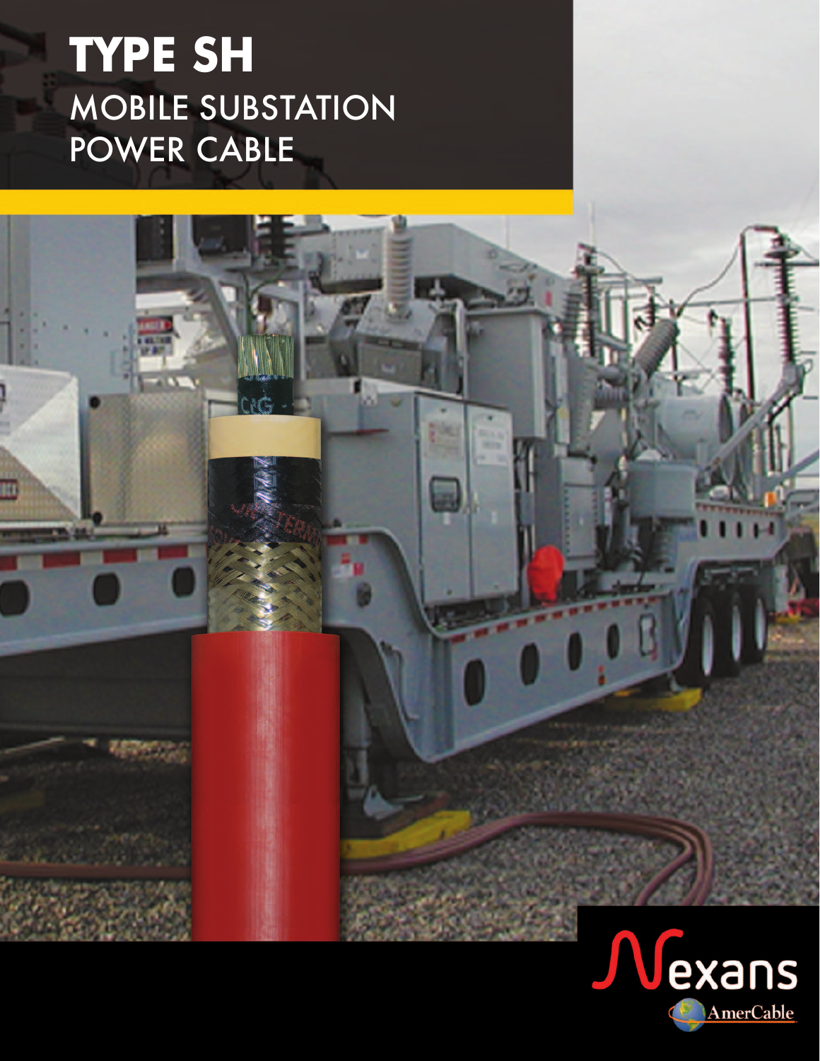# TYPE SH

## MOBILE SUBSTATION POWER CABLE

Nexans

AmerCable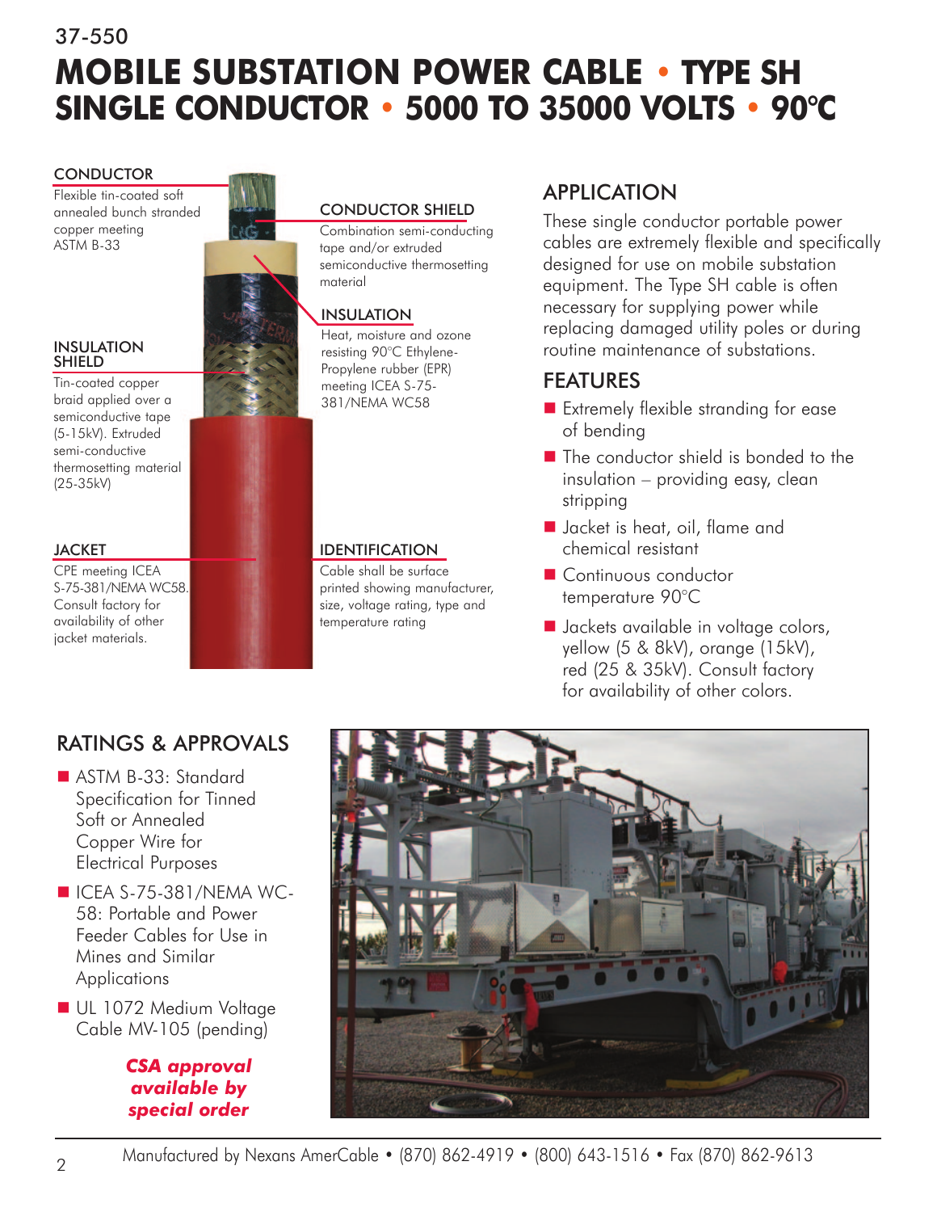37-550

# MOBILE SUBSTATION POWER CABLE • TYPE SH SINGLE CONDUCTOR • 5000 TO 35000 VOLTS • 90°C

### CONDUCTOR

Flexible tin-coated soft annealed bunch stranded copper meeting ASTM B-33

### CONDUCTOR SHIELD

Combination semi-conducting tape and/or extruded semiconductive thermosetting material

### INSULATION

Heat, moisture and ozone resisting 90°C Ethylene-Propylene rubber (EPR) meeting ICEA S-75-381/NEMA WC58

### INSULATION SHIELD

Tin-coated copper braid applied over a semiconductive tape (5-15kV). Extruded semi-conductive thermosetting material (25-35kV)

### JACKET

CPE meeting ICEA S-75-381/NEMA WC58. Consult factory for availability of other jacket materials.

### IDENTIFICATION

Cable shall be surface printed showing manufacturer, size, voltage rating, type and temperature rating

## APPLICATION

These single conductor portable power cables are extremely flexible and specifically designed for use on mobile substation equipment. The Type SH cable is often necessary for supplying power while replacing damaged utility poles or during routine maintenance of substations.

## FEATURES

- Extremely flexible stranding for ease of bending
- The conductor shield is bonded to the insulation – providing easy, clean stripping
- Jacket is heat, oil, flame and chemical resistant
- Continuous conductor temperature 90°C
- Jackets available in voltage colors, yellow (5 & 8kV), orange (15kV), red (25 & 35kV). Consult factory for availability of other colors.

## RATINGS & APPROVALS

- ASTM B-33: Standard Specification for Tinned Soft or Annealed Copper Wire for Electrical Purposes
- ICEA S-75-381/NEMA WC-58: Portable and Power Feeder Cables for Use in Mines and Similar Applications
- UL 1072 Medium Voltage Cable MV-105 (pending)

***CSA approval available by special order***

Manufactured by Nexans AmerCable • (870) 862-4919 • (800) 643-1516 • Fax (870) 862-9613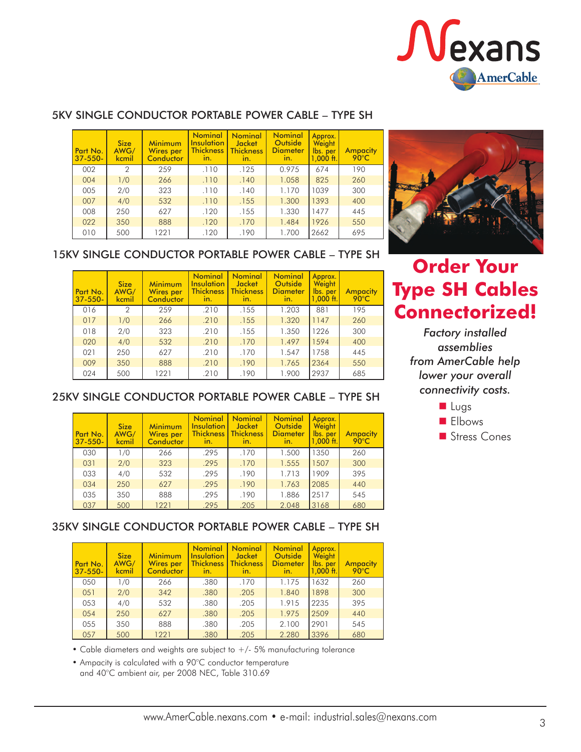## 5KV SINGLE CONDUCTOR PORTABLE POWER CABLE – TYPE SH

| Part No. 37-550- | Size AWG/ kcmil | Minimum Wires per Conductor | Nominal Insulation Thickness in. | Nominal Jacket Thickness in. | Nominal Outside Diameter in. | Approx. Weight lbs. per 1,000 ft. | Ampacity 90°C |
|---|---|---|---|---|---|---|---|
| 002 | 2 | 259 | .110 | .125 | 0.975 | 674 | 190 |
| 004 | 1/0 | 266 | .110 | .140 | 1.058 | 825 | 260 |
| 005 | 2/0 | 323 | .110 | .140 | 1.170 | 1039 | 300 |
| 007 | 4/0 | 532 | .110 | .155 | 1.300 | 1393 | 400 |
| 008 | 250 | 627 | .120 | .155 | 1.330 | 1477 | 445 |
| 022 | 350 | 888 | .120 | .170 | 1.484 | 1926 | 550 |
| 010 | 500 | 1221 | .120 | .190 | 1.700 | 2662 | 695 |

## 15KV SINGLE CONDUCTOR PORTABLE POWER CABLE – TYPE SH

| Part No. 37-550- | Size AWG/ kcmil | Minimum Wires per Conductor | Nominal Insulation Thickness in. | Nominal Jacket Thickness in. | Nominal Outside Diameter in. | Approx. Weight lbs. per 1,000 ft. | Ampacity 90°C |
|---|---|---|---|---|---|---|---|
| 016 | 2 | 259 | .210 | .155 | 1.203 | 881 | 195 |
| 017 | 1/0 | 266 | .210 | .155 | 1.320 | 1147 | 260 |
| 018 | 2/0 | 323 | .210 | .155 | 1.350 | 1226 | 300 |
| 020 | 4/0 | 532 | .210 | .170 | 1.497 | 1594 | 400 |
| 021 | 250 | 627 | .210 | .170 | 1.547 | 1758 | 445 |
| 009 | 350 | 888 | .210 | .190 | 1.765 | 2364 | 550 |
| 024 | 500 | 1221 | .210 | .190 | 1.900 | 2937 | 685 |

## 25KV SINGLE CONDUCTOR PORTABLE POWER CABLE – TYPE SH

| Part No. 37-550- | Size AWG/ kcmil | Minimum Wires per Conductor | Nominal Insulation Thickness in. | Nominal Jacket Thickness in. | Nominal Outside Diameter in. | Approx. Weight lbs. per 1,000 ft. | Ampacity 90°C |
|---|---|---|---|---|---|---|---|
| 030 | 1/0 | 266 | .295 | .170 | 1.500 | 1350 | 260 |
| 031 | 2/0 | 323 | .295 | .170 | 1.555 | 1507 | 300 |
| 033 | 4/0 | 532 | .295 | .190 | 1.713 | 1909 | 395 |
| 034 | 250 | 627 | .295 | .190 | 1.763 | 2085 | 440 |
| 035 | 350 | 888 | .295 | .190 | 1.886 | 2517 | 545 |
| 037 | 500 | 1221 | .295 | .205 | 2.048 | 3168 | 680 |

## 35KV SINGLE CONDUCTOR PORTABLE POWER CABLE – TYPE SH

| Part No. 37-550- | Size AWG/ kcmil | Minimum Wires per Conductor | Nominal Insulation Thickness in. | Nominal Jacket Thickness in. | Nominal Outside Diameter in. | Approx. Weight lbs. per 1,000 ft. | Ampacity 90°C |
|---|---|---|---|---|---|---|---|
| 050 | 1/0 | 266 | .380 | .170 | 1.175 | 1632 | 260 |
| 051 | 2/0 | 342 | .380 | .205 | 1.840 | 1898 | 300 |
| 053 | 4/0 | 532 | .380 | .205 | 1.915 | 2235 | 395 |
| 054 | 250 | 627 | .380 | .205 | 1.975 | 2509 | 440 |
| 055 | 350 | 888 | .380 | .205 | 2.100 | 2901 | 545 |
| 057 | 500 | 1221 | .380 | .205 | 2.280 | 3396 | 680 |

- Cable diameters and weights are subject to +/- 5% manufacturing tolerance
- Ampacity is calculated with a 90°C conductor temperature and 40°C ambient air, per 2008 NEC, Table 310.69

## Order Your Type SH Cables Connectorized!

*Factory installed assemblies from AmerCable help lower your overall connectivity costs.*

- Lugs
- Elbows
- Stress Cones

www.AmerCable.nexans.com • e-mail: industrial.sales@nexans.com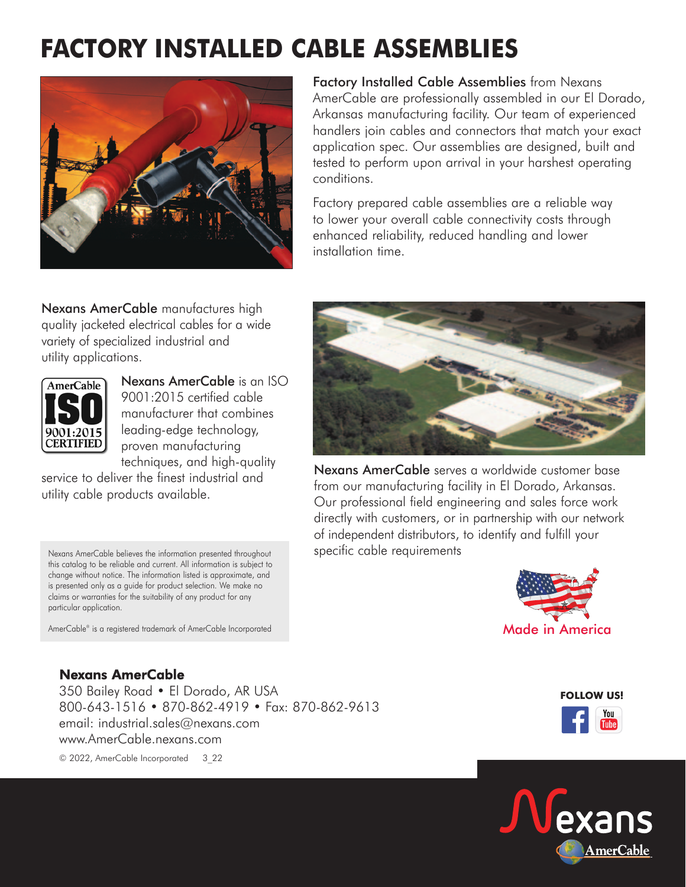# FACTORY INSTALLED CABLE ASSEMBLIES

**Factory Installed Cable Assemblies** from Nexans AmerCable are professionally assembled in our El Dorado, Arkansas manufacturing facility. Our team of experienced handlers join cables and connectors that match your exact application spec. Our assemblies are designed, built and tested to perform upon arrival in your harshest operating conditions.

Factory prepared cable assemblies are a reliable way to lower your overall cable connectivity costs through enhanced reliability, reduced handling and lower installation time.

**Nexans AmerCable** manufactures high quality jacketed electrical cables for a wide variety of specialized industrial and utility applications.

AmerCable ISO 9001:2015 CERTIFIED

**Nexans AmerCable** is an ISO 9001:2015 certified cable manufacturer that combines leading-edge technology, proven manufacturing techniques, and high-quality service to deliver the finest industrial and utility cable products available.

**Nexans AmerCable** serves a worldwide customer base from our manufacturing facility in El Dorado, Arkansas. Our professional field engineering and sales force work directly with customers, or in partnership with our network of independent distributors, to identify and fulfill your specific cable requirements

Made in America

Nexans AmerCable believes the information presented throughout this catalog to be reliable and current. All information is subject to change without notice. The information listed is approximate, and is presented only as a guide for product selection. We make no claims or warranties for the suitability of any product for any particular application.

AmerCable® is a registered trademark of AmerCable Incorporated

**Nexans AmerCable**
350 Bailey Road • El Dorado, AR USA
800-643-1516 • 870-862-4919 • Fax: 870-862-9613
email: industrial.sales@nexans.com
www.AmerCable.nexans.com

© 2022, AmerCable Incorporated 3_22

**FOLLOW US!**

Nexans AmerCable